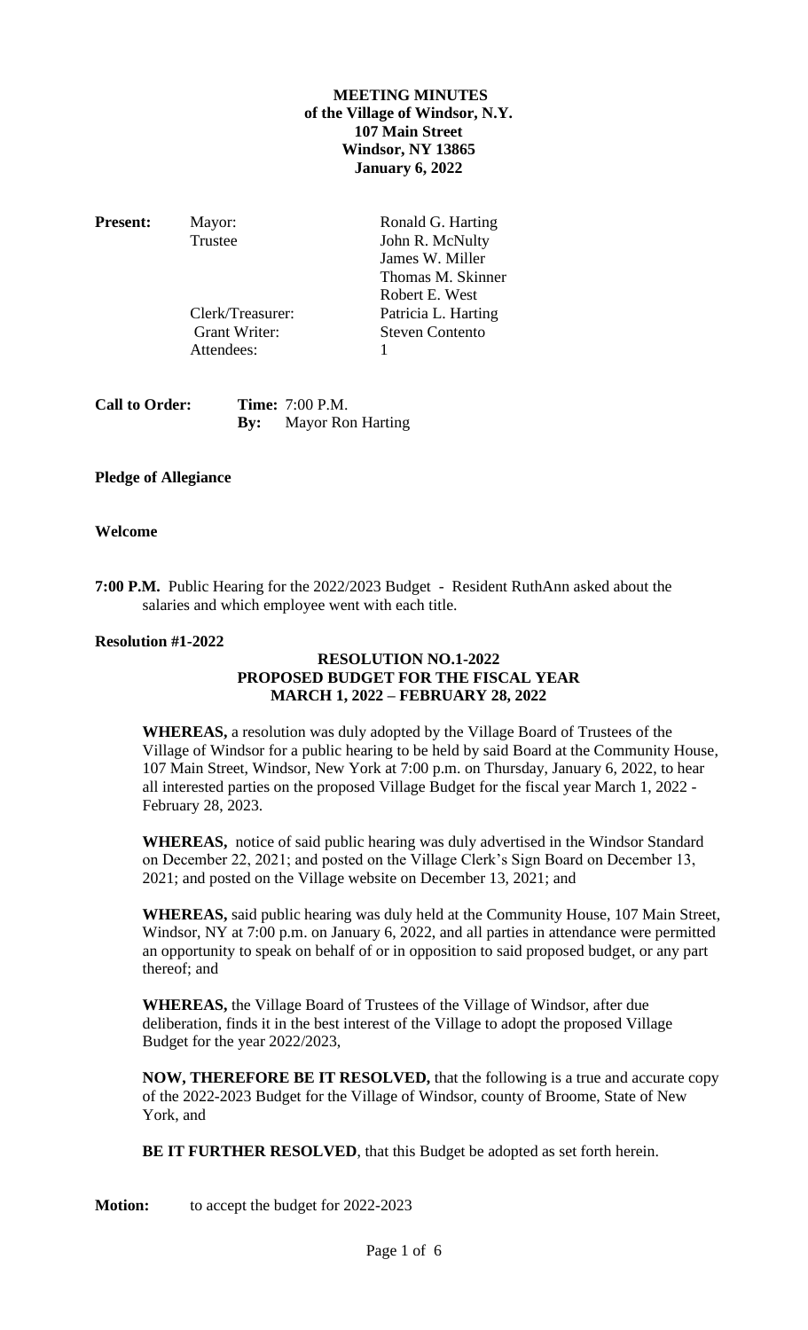**MEETING MINUTES**
**of the Village of Windsor, N.Y.**
**107 Main Street**
**Windsor, NY 13865**
**January 6, 2022**

| **Present:** | Mayor: | Ronald G. Harting |
|---|---|---|
| | Trustee | John R. McNulty |
| | | James W. Miller |
| | | Thomas M. Skinner |
| | | Robert E. West |
| | Clerk/Treasurer: | Patricia L. Harting |
| | Grant Writer: | Steven Contento |
| | Attendees: | 1 |

**Call to Order:** **Time:** 7:00 P.M.
**By:** Mayor Ron Harting

**Pledge of Allegiance**

**Welcome**

**7:00 P.M.** Public Hearing for the 2022/2023 Budget - Resident RuthAnn asked about the salaries and which employee went with each title.

**Resolution #1-2022**

**RESOLUTION NO.1-2022**
**PROPOSED BUDGET FOR THE FISCAL YEAR**
**MARCH 1, 2022 – FEBRUARY 28, 2022**

**WHEREAS,** a resolution was duly adopted by the Village Board of Trustees of the Village of Windsor for a public hearing to be held by said Board at the Community House, 107 Main Street, Windsor, New York at 7:00 p.m. on Thursday, January 6, 2022, to hear all interested parties on the proposed Village Budget for the fiscal year March 1, 2022 - February 28, 2023.

**WHEREAS,** notice of said public hearing was duly advertised in the Windsor Standard on December 22, 2021; and posted on the Village Clerk's Sign Board on December 13, 2021; and posted on the Village website on December 13, 2021; and

**WHEREAS,** said public hearing was duly held at the Community House, 107 Main Street, Windsor, NY at 7:00 p.m. on January 6, 2022, and all parties in attendance were permitted an opportunity to speak on behalf of or in opposition to said proposed budget, or any part thereof; and

**WHEREAS,** the Village Board of Trustees of the Village of Windsor, after due deliberation, finds it in the best interest of the Village to adopt the proposed Village Budget for the year 2022/2023,

**NOW, THEREFORE BE IT RESOLVED,** that the following is a true and accurate copy of the 2022-2023 Budget for the Village of Windsor, county of Broome, State of New York, and

**BE IT FURTHER RESOLVED**, that this Budget be adopted as set forth herein.

**Motion:** to accept the budget for 2022-2023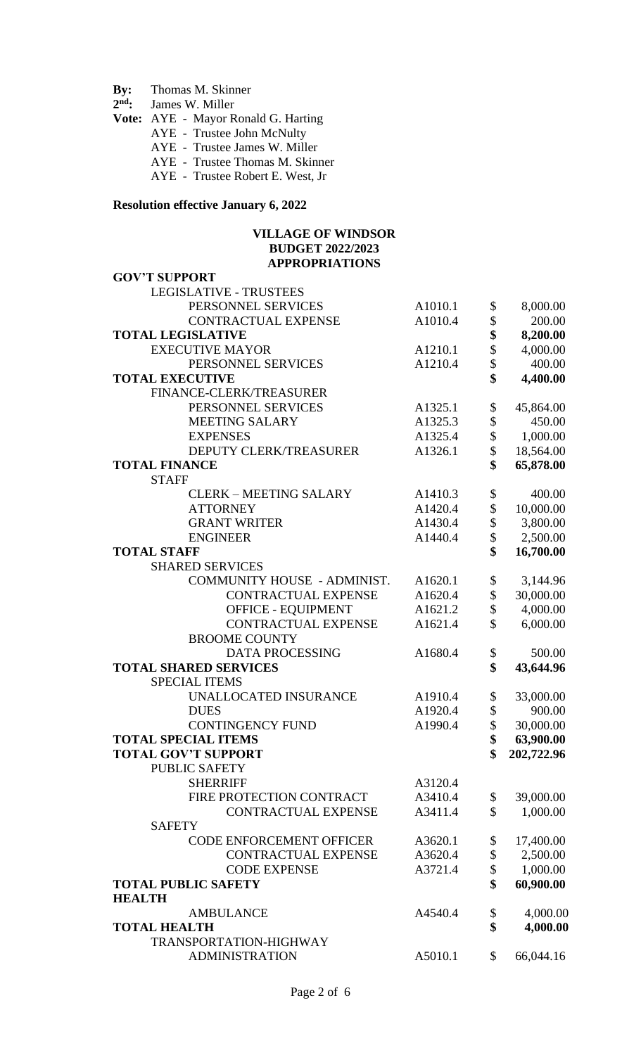**By:** Thomas M. Skinner
**2nd:** James W. Miller
**Vote:** AYE - Mayor Ronald G. Harting
AYE - Trustee John McNulty
AYE - Trustee James W. Miller
AYE - Trustee Thomas M. Skinner
AYE - Trustee Robert E. West, Jr

**Resolution effective January 6, 2022**

**VILLAGE OF WINDSOR**
**BUDGET 2022/2023**
**APPROPRIATIONS**

| | | | |
|---|---|---|---|
| **GOV'T SUPPORT** | | | |
| LEGISLATIVE - TRUSTEES | | | |
| PERSONNEL SERVICES | A1010.1 | $ | 8,000.00 |
| CONTRACTUAL EXPENSE | A1010.4 | $ | 200.00 |
| **TOTAL LEGISLATIVE** | | **$** | **8,200.00** |
| EXECUTIVE MAYOR | A1210.1 | $ | 4,000.00 |
| PERSONNEL SERVICES | A1210.4 | $ | 400.00 |
| **TOTAL EXECUTIVE** | | **$** | **4,400.00** |
| FINANCE-CLERK/TREASURER | | | |
| PERSONNEL SERVICES | A1325.1 | $ | 45,864.00 |
| MEETING SALARY | A1325.3 | $ | 450.00 |
| EXPENSES | A1325.4 | $ | 1,000.00 |
| DEPUTY CLERK/TREASURER | A1326.1 | $ | 18,564.00 |
| **TOTAL FINANCE** | | **$** | **65,878.00** |
| STAFF | | | |
| CLERK – MEETING SALARY | A1410.3 | $ | 400.00 |
| ATTORNEY | A1420.4 | $ | 10,000.00 |
| GRANT WRITER | A1430.4 | $ | 3,800.00 |
| ENGINEER | A1440.4 | $ | 2,500.00 |
| **TOTAL STAFF** | | **$** | **16,700.00** |
| SHARED SERVICES | | | |
| COMMUNITY HOUSE - ADMINIST. | A1620.1 | $ | 3,144.96 |
| CONTRACTUAL EXPENSE | A1620.4 | $ | 30,000.00 |
| OFFICE - EQUIPMENT | A1621.2 | $ | 4,000.00 |
| CONTRACTUAL EXPENSE | A1621.4 | $ | 6,000.00 |
| BROOME COUNTY | | | |
| DATA PROCESSING | A1680.4 | $ | 500.00 |
| **TOTAL SHARED SERVICES** | | **$** | **43,644.96** |
| SPECIAL ITEMS | | | |
| UNALLOCATED INSURANCE | A1910.4 | $ | 33,000.00 |
| DUES | A1920.4 | $ | 900.00 |
| CONTINGENCY FUND | A1990.4 | $ | 30,000.00 |
| **TOTAL SPECIAL ITEMS** | | **$** | **63,900.00** |
| **TOTAL GOV'T SUPPORT** | | **$** | **202,722.96** |
| PUBLIC SAFETY | | | |
| SHERRIFF | A3120.4 | | |
| FIRE PROTECTION CONTRACT | A3410.4 | $ | 39,000.00 |
| CONTRACTUAL EXPENSE | A3411.4 | $ | 1,000.00 |
| SAFETY | | | |
| CODE ENFORCEMENT OFFICER | A3620.1 | $ | 17,400.00 |
| CONTRACTUAL EXPENSE | A3620.4 | $ | 2,500.00 |
| CODE EXPENSE | A3721.4 | $ | 1,000.00 |
| **TOTAL PUBLIC SAFETY** | | **$** | **60,900.00** |
| **HEALTH** | | | |
| AMBULANCE | A4540.4 | $ | 4,000.00 |
| **TOTAL HEALTH** | | **$** | **4,000.00** |
| TRANSPORTATION-HIGHWAY | | | |
| ADMINISTRATION | A5010.1 | $ | 66,044.16 |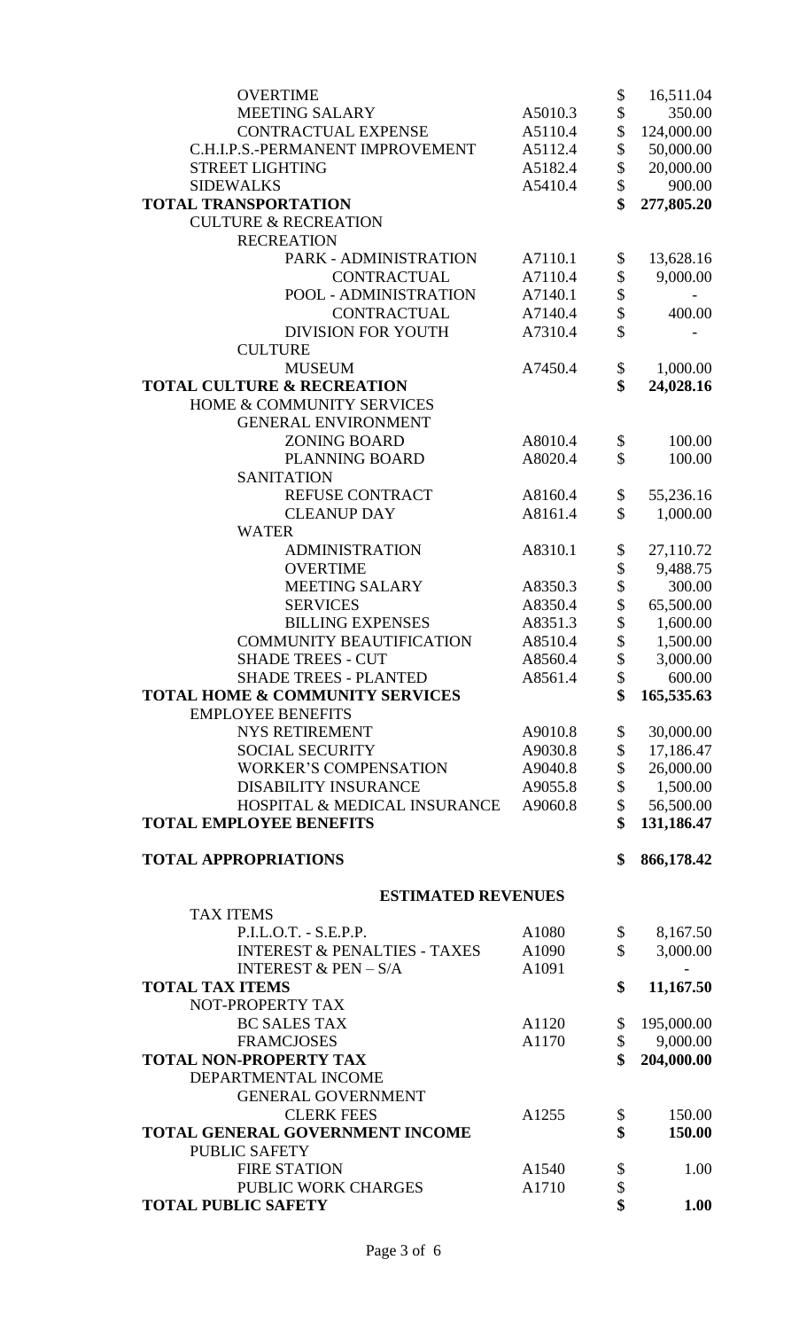| Item | Code | Amount |
|---|---|---|
| OVERTIME | | $ 16,511.04 |
| MEETING SALARY | A5010.3 | $ 350.00 |
| CONTRACTUAL EXPENSE | A5110.4 | $ 124,000.00 |
| C.H.I.P.S.-PERMANENT IMPROVEMENT | A5112.4 | $ 50,000.00 |
| STREET LIGHTING | A5182.4 | $ 20,000.00 |
| SIDEWALKS | A5410.4 | $ 900.00 |
| **TOTAL TRANSPORTATION** | | **$ 277,805.20** |
| CULTURE & RECREATION | | |
| RECREATION | | |
| PARK - ADMINISTRATION | A7110.1 | $ 13,628.16 |
| CONTRACTUAL | A7110.4 | $ 9,000.00 |
| POOL - ADMINISTRATION | A7140.1 | $ - |
| CONTRACTUAL | A7140.4 | $ 400.00 |
| DIVISION FOR YOUTH | A7310.4 | $ - |
| CULTURE | | |
| MUSEUM | A7450.4 | $ 1,000.00 |
| **TOTAL CULTURE & RECREATION** | | **$ 24,028.16** |
| HOME & COMMUNITY SERVICES | | |
| GENERAL ENVIRONMENT | | |
| ZONING BOARD | A8010.4 | $ 100.00 |
| PLANNING BOARD | A8020.4 | $ 100.00 |
| SANITATION | | |
| REFUSE CONTRACT | A8160.4 | $ 55,236.16 |
| CLEANUP DAY | A8161.4 | $ 1,000.00 |
| WATER | | |
| ADMINISTRATION | A8310.1 | $ 27,110.72 |
| OVERTIME | | $ 9,488.75 |
| MEETING SALARY | A8350.3 | $ 300.00 |
| SERVICES | A8350.4 | $ 65,500.00 |
| BILLING EXPENSES | A8351.3 | $ 1,600.00 |
| COMMUNITY BEAUTIFICATION | A8510.4 | $ 1,500.00 |
| SHADE TREES - CUT | A8560.4 | $ 3,000.00 |
| SHADE TREES - PLANTED | A8561.4 | $ 600.00 |
| **TOTAL HOME & COMMUNITY SERVICES** | | **$ 165,535.63** |
| EMPLOYEE BENEFITS | | |
| NYS RETIREMENT | A9010.8 | $ 30,000.00 |
| SOCIAL SECURITY | A9030.8 | $ 17,186.47 |
| WORKER'S COMPENSATION | A9040.8 | $ 26,000.00 |
| DISABILITY INSURANCE | A9055.8 | $ 1,500.00 |
| HOSPITAL & MEDICAL INSURANCE | A9060.8 | $ 56,500.00 |
| **TOTAL EMPLOYEE BENEFITS** | | **$ 131,186.47** |
| | | |
| **TOTAL APPROPRIATIONS** | | **$ 866,178.42** |

**ESTIMATED REVENUES**

| Item | Code | Amount |
|---|---|---|
| TAX ITEMS | | |
| P.I.L.O.T. - S.E.P.P. | A1080 | $ 8,167.50 |
| INTEREST & PENALTIES - TAXES | A1090 | $ 3,000.00 |
| INTEREST & PEN – S/A | A1091 | - |
| **TOTAL TAX ITEMS** | | **$ 11,167.50** |
| NOT-PROPERTY TAX | | |
| BC SALES TAX | A1120 | $ 195,000.00 |
| FRAMCJOSES | A1170 | $ 9,000.00 |
| **TOTAL NON-PROPERTY TAX** | | **$ 204,000.00** |
| DEPARTMENTAL INCOME | | |
| GENERAL GOVERNMENT | | |
| CLERK FEES | A1255 | $ 150.00 |
| **TOTAL GENERAL GOVERNMENT INCOME** | | **$ 150.00** |
| PUBLIC SAFETY | | |
| FIRE STATION | A1540 | $ 1.00 |
| PUBLIC WORK CHARGES | A1710 | $ |
| **TOTAL PUBLIC SAFETY** | | **$ 1.00** |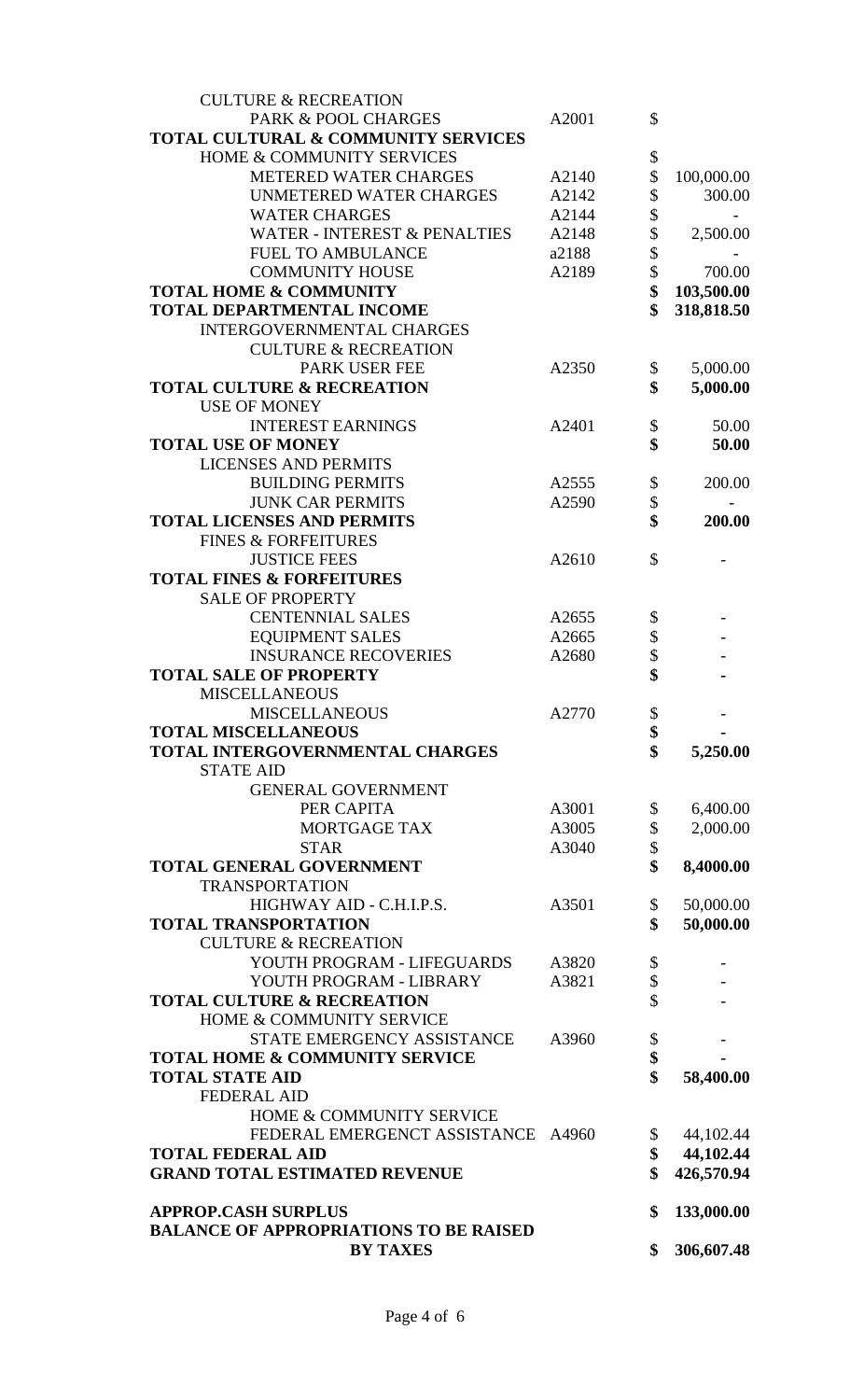| | | | |
|---|---|---|---|
| CULTURE & RECREATION | | | |
| PARK & POOL CHARGES | A2001 | $ | |
| **TOTAL CULTURAL & COMMUNITY SERVICES** | | | |
| HOME & COMMUNITY SERVICES | | $ | |
| METERED WATER CHARGES | A2140 | $ | 100,000.00 |
| UNMETERED WATER CHARGES | A2142 | $ | 300.00 |
| WATER CHARGES | A2144 | $ | - |
| WATER - INTEREST & PENALTIES | A2148 | $ | 2,500.00 |
| FUEL TO AMBULANCE | a2188 | $ | - |
| COMMUNITY HOUSE | A2189 | $ | 700.00 |
| **TOTAL HOME & COMMUNITY** | | **$** | **103,500.00** |
| **TOTAL DEPARTMENTAL INCOME** | | **$** | **318,818.50** |
| INTERGOVERNMENTAL CHARGES | | | |
| CULTURE & RECREATION | | | |
| PARK USER FEE | A2350 | $ | 5,000.00 |
| **TOTAL CULTURE & RECREATION** | | **$** | **5,000.00** |
| USE OF MONEY | | | |
| INTEREST EARNINGS | A2401 | $ | 50.00 |
| **TOTAL USE OF MONEY** | | **$** | **50.00** |
| LICENSES AND PERMITS | | | |
| BUILDING PERMITS | A2555 | $ | 200.00 |
| JUNK CAR PERMITS | A2590 | $ | - |
| **TOTAL LICENSES AND PERMITS** | | **$** | **200.00** |
| FINES & FORFEITURES | | | |
| JUSTICE FEES | A2610 | $ | - |
| **TOTAL FINES & FORFEITURES** | | | |
| SALE OF PROPERTY | | | |
| CENTENNIAL SALES | A2655 | $ | - |
| EQUIPMENT SALES | A2665 | $ | - |
| INSURANCE RECOVERIES | A2680 | $ | - |
| **TOTAL SALE OF PROPERTY** | | **$** | **-** |
| MISCELLANEOUS | | | |
| MISCELLANEOUS | A2770 | $ | - |
| **TOTAL MISCELLANEOUS** | | **$** | **-** |
| **TOTAL INTERGOVERNMENTAL CHARGES** | | **$** | **5,250.00** |
| STATE AID | | | |
| GENERAL GOVERNMENT | | | |
| PER CAPITA | A3001 | $ | 6,400.00 |
| MORTGAGE TAX | A3005 | $ | 2,000.00 |
| STAR | A3040 | $ | |
| **TOTAL GENERAL GOVERNMENT** | | **$** | **8,4000.00** |
| TRANSPORTATION | | | |
| HIGHWAY AID - C.H.I.P.S. | A3501 | $ | 50,000.00 |
| **TOTAL TRANSPORTATION** | | **$** | **50,000.00** |
| CULTURE & RECREATION | | | |
| YOUTH PROGRAM - LIFEGUARDS | A3820 | $ | - |
| YOUTH PROGRAM - LIBRARY | A3821 | $ | - |
| **TOTAL CULTURE & RECREATION** | | **$** | **-** |
| HOME & COMMUNITY SERVICE | | | |
| STATE EMERGENCY ASSISTANCE | A3960 | $ | - |
| **TOTAL HOME & COMMUNITY SERVICE** | | **$** | **-** |
| **TOTAL STATE AID** | | **$** | **58,400.00** |
| FEDERAL AID | | | |
| HOME & COMMUNITY SERVICE | | | |
| FEDERAL EMERGENCT ASSISTANCE | A4960 | $ | 44,102.44 |
| **TOTAL FEDERAL AID** | | **$** | **44,102.44** |
| **GRAND TOTAL ESTIMATED REVENUE** | | **$** | **426,570.94** |
| | | | |
| **APPROP.CASH SURPLUS** | | **$** | **133,000.00** |
| **BALANCE OF APPROPRIATIONS TO BE RAISED BY TAXES** | | **$** | **306,607.48** |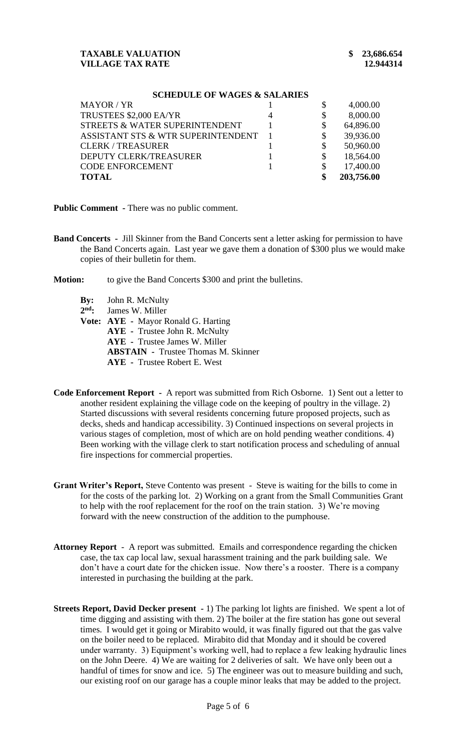**TAXABLE VALUATION** **$ 23,686.654**
**VILLAGE TAX RATE** **12.944314**

**SCHEDULE OF WAGES & SALARIES**

| | | |
|---|---|---|
| MAYOR / YR | 1 | $ 4,000.00 |
| TRUSTEES $2,000 EA/YR | 4 | $ 8,000.00 |
| STREETS & WATER SUPERINTENDENT | 1 | $ 64,896.00 |
| ASSISTANT STS & WTR SUPERINTENDENT | 1 | $ 39,936.00 |
| CLERK / TREASURER | 1 | $ 50,960.00 |
| DEPUTY CLERK/TREASURER | 1 | $ 18,564.00 |
| CODE ENFORCEMENT | 1 | $ 17,400.00 |
| **TOTAL** | | **$ 203,756.00** |

**Public Comment -** There was no public comment.

**Band Concerts -** Jill Skinner from the Band Concerts sent a letter asking for permission to have the Band Concerts again. Last year we gave them a donation of $300 plus we would make copies of their bulletin for them.

**Motion:** to give the Band Concerts $300 and print the bulletins.

**By:** John R. McNulty
**2nd:** James W. Miller
**Vote:** **AYE** - Mayor Ronald G. Harting
**AYE** - Trustee John R. McNulty
**AYE** - Trustee James W. Miller
**ABSTAIN** - Trustee Thomas M. Skinner
**AYE** - Trustee Robert E. West

**Code Enforcement Report -** A report was submitted from Rich Osborne. 1) Sent out a letter to another resident explaining the village code on the keeping of poultry in the village. 2) Started discussions with several residents concerning future proposed projects, such as decks, sheds and handicap accessibility. 3) Continued inspections on several projects in various stages of completion, most of which are on hold pending weather conditions. 4) Been working with the village clerk to start notification process and scheduling of annual fire inspections for commercial properties.

**Grant Writer's Report,** Steve Contento was present - Steve is waiting for the bills to come in for the costs of the parking lot. 2) Working on a grant from the Small Communities Grant to help with the roof replacement for the roof on the train station. 3) We're moving forward with the neew construction of the addition to the pumphouse.

**Attorney Report** - A report was submitted. Emails and correspondence regarding the chicken case, the tax cap local law, sexual harassment training and the park building sale. We don't have a court date for the chicken issue. Now there's a rooster. There is a company interested in purchasing the building at the park.

**Streets Report, David Decker present -** 1) The parking lot lights are finished. We spent a lot of time digging and assisting with them. 2) The boiler at the fire station has gone out several times. I would get it going or Mirabito would, it was finally figured out that the gas valve on the boiler need to be replaced. Mirabito did that Monday and it should be covered under warranty. 3) Equipment's working well, had to replace a few leaking hydraulic lines on the John Deere. 4) We are waiting for 2 deliveries of salt. We have only been out a handful of times for snow and ice. 5) The engineer was out to measure building and such, our existing roof on our garage has a couple minor leaks that may be added to the project.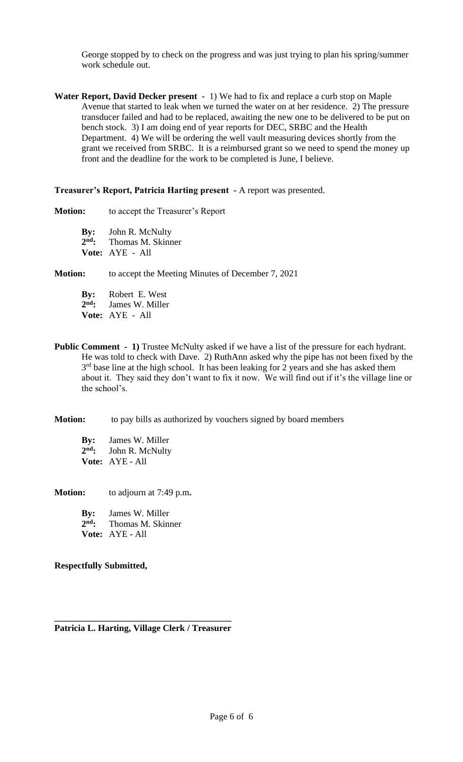George stopped by to check on the progress and was just trying to plan his spring/summer work schedule out.

**Water Report, David Decker present -** 1) We had to fix and replace a curb stop on Maple Avenue that started to leak when we turned the water on at her residence. 2) The pressure transducer failed and had to be replaced, awaiting the new one to be delivered to be put on bench stock. 3) I am doing end of year reports for DEC, SRBC and the Health Department. 4) We will be ordering the well vault measuring devices shortly from the grant we received from SRBC. It is a reimbursed grant so we need to spend the money up front and the deadline for the work to be completed is June, I believe.

**Treasurer's Report, Patricia Harting present -** A report was presented.

**Motion:** to accept the Treasurer's Report

**By:** John R. McNulty
**2nd:** Thomas M. Skinner
**Vote:** AYE - All

**Motion:** to accept the Meeting Minutes of December 7, 2021

**By:** Robert E. West
**2nd:** James W. Miller
**Vote:** AYE - All

**Public Comment - 1)** Trustee McNulty asked if we have a list of the pressure for each hydrant. He was told to check with Dave. 2) RuthAnn asked why the pipe has not been fixed by the 3rd base line at the high school. It has been leaking for 2 years and she has asked them about it. They said they don't want to fix it now. We will find out if it's the village line or the school's.

**Motion:** to pay bills as authorized by vouchers signed by board members

**By:** James W. Miller
**2nd:** John R. McNulty
**Vote:** AYE - All

**Motion:** to adjourn at 7:49 p.m**.**

**By:** James W. Miller
**2nd:** Thomas M. Skinner
**Vote:** AYE - All

**Respectfully Submitted,**

**\_\_\_\_\_\_\_\_\_\_\_\_\_\_\_\_\_\_\_\_\_\_\_\_\_\_\_\_\_\_\_\_\_\_\_\_\_\_**
**Patricia L. Harting, Village Clerk / Treasurer**